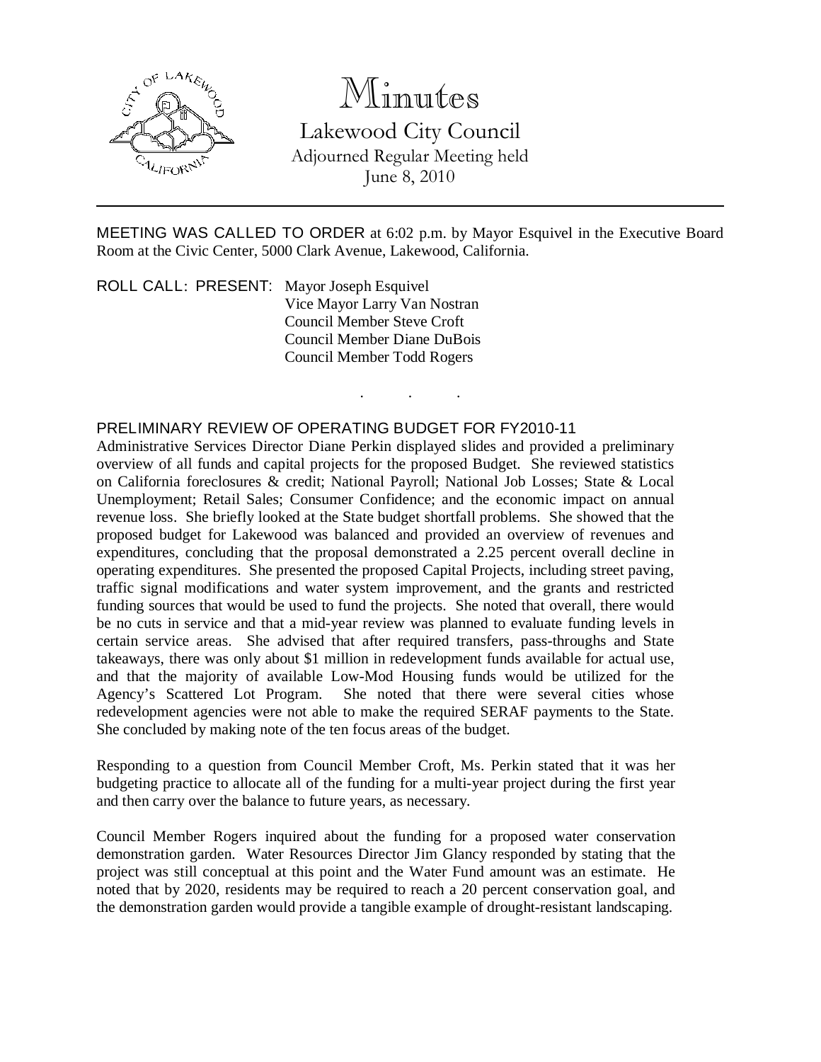# Minutes

Lakewood City Council

Adjourned Regular Meeting held

June 8, 2010

---

MEETING WAS CALLED TO ORDER at 6:02 p.m. by Mayor Esquivel in the Executive Board Room at the Civic Center, 5000 Clark Avenue, Lakewood, California.

ROLL CALL: PRESENT: Mayor Joseph Esquivel
Vice Mayor Larry Van Nostran
Council Member Steve Croft
Council Member Diane DuBois
Council Member Todd Rogers

. . .

## PRELIMINARY REVIEW OF OPERATING BUDGET FOR FY2010-11

Administrative Services Director Diane Perkin displayed slides and provided a preliminary overview of all funds and capital projects for the proposed Budget. She reviewed statistics on California foreclosures & credit; National Payroll; National Job Losses; State & Local Unemployment; Retail Sales; Consumer Confidence; and the economic impact on annual revenue loss. She briefly looked at the State budget shortfall problems. She showed that the proposed budget for Lakewood was balanced and provided an overview of revenues and expenditures, concluding that the proposal demonstrated a 2.25 percent overall decline in operating expenditures. She presented the proposed Capital Projects, including street paving, traffic signal modifications and water system improvement, and the grants and restricted funding sources that would be used to fund the projects. She noted that overall, there would be no cuts in service and that a mid-year review was planned to evaluate funding levels in certain service areas. She advised that after required transfers, pass-throughs and State takeaways, there was only about $1 million in redevelopment funds available for actual use, and that the majority of available Low-Mod Housing funds would be utilized for the Agency's Scattered Lot Program. She noted that there were several cities whose redevelopment agencies were not able to make the required SERAF payments to the State. She concluded by making note of the ten focus areas of the budget.

Responding to a question from Council Member Croft, Ms. Perkin stated that it was her budgeting practice to allocate all of the funding for a multi-year project during the first year and then carry over the balance to future years, as necessary.

Council Member Rogers inquired about the funding for a proposed water conservation demonstration garden. Water Resources Director Jim Glancy responded by stating that the project was still conceptual at this point and the Water Fund amount was an estimate. He noted that by 2020, residents may be required to reach a 20 percent conservation goal, and the demonstration garden would provide a tangible example of drought-resistant landscaping.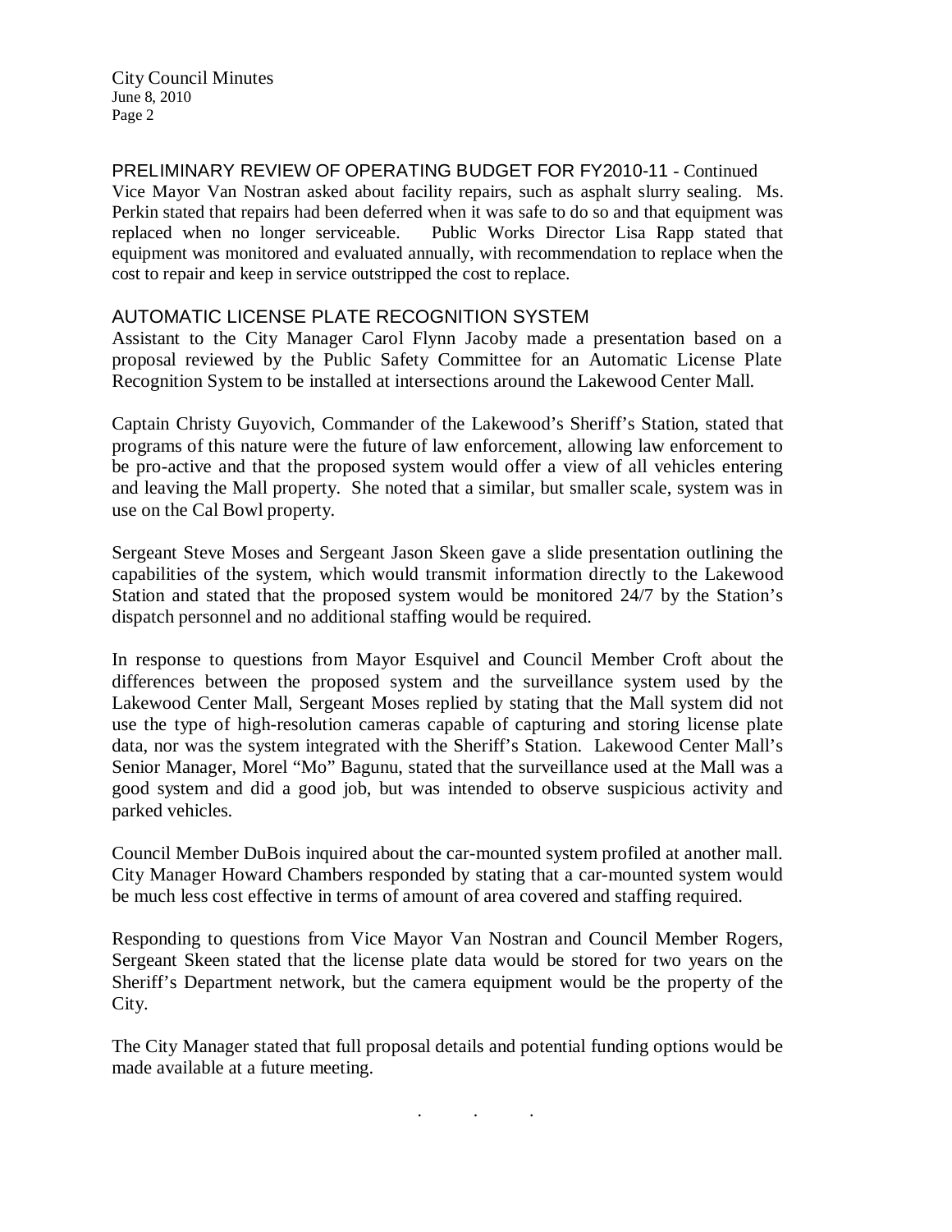## PRELIMINARY REVIEW OF OPERATING BUDGET FOR FY2010-11 - Continued

Vice Mayor Van Nostran asked about facility repairs, such as asphalt slurry sealing. Ms. Perkin stated that repairs had been deferred when it was safe to do so and that equipment was replaced when no longer serviceable. Public Works Director Lisa Rapp stated that equipment was monitored and evaluated annually, with recommendation to replace when the cost to repair and keep in service outstripped the cost to replace.

## AUTOMATIC LICENSE PLATE RECOGNITION SYSTEM

Assistant to the City Manager Carol Flynn Jacoby made a presentation based on a proposal reviewed by the Public Safety Committee for an Automatic License Plate Recognition System to be installed at intersections around the Lakewood Center Mall.

Captain Christy Guyovich, Commander of the Lakewood's Sheriff's Station, stated that programs of this nature were the future of law enforcement, allowing law enforcement to be pro-active and that the proposed system would offer a view of all vehicles entering and leaving the Mall property. She noted that a similar, but smaller scale, system was in use on the Cal Bowl property.

Sergeant Steve Moses and Sergeant Jason Skeen gave a slide presentation outlining the capabilities of the system, which would transmit information directly to the Lakewood Station and stated that the proposed system would be monitored 24/7 by the Station's dispatch personnel and no additional staffing would be required.

In response to questions from Mayor Esquivel and Council Member Croft about the differences between the proposed system and the surveillance system used by the Lakewood Center Mall, Sergeant Moses replied by stating that the Mall system did not use the type of high-resolution cameras capable of capturing and storing license plate data, nor was the system integrated with the Sheriff's Station. Lakewood Center Mall's Senior Manager, Morel "Mo" Bagunu, stated that the surveillance used at the Mall was a good system and did a good job, but was intended to observe suspicious activity and parked vehicles.

Council Member DuBois inquired about the car-mounted system profiled at another mall. City Manager Howard Chambers responded by stating that a car-mounted system would be much less cost effective in terms of amount of area covered and staffing required.

Responding to questions from Vice Mayor Van Nostran and Council Member Rogers, Sergeant Skeen stated that the license plate data would be stored for two years on the Sheriff's Department network, but the camera equipment would be the property of the City.

The City Manager stated that full proposal details and potential funding options would be made available at a future meeting.

. . .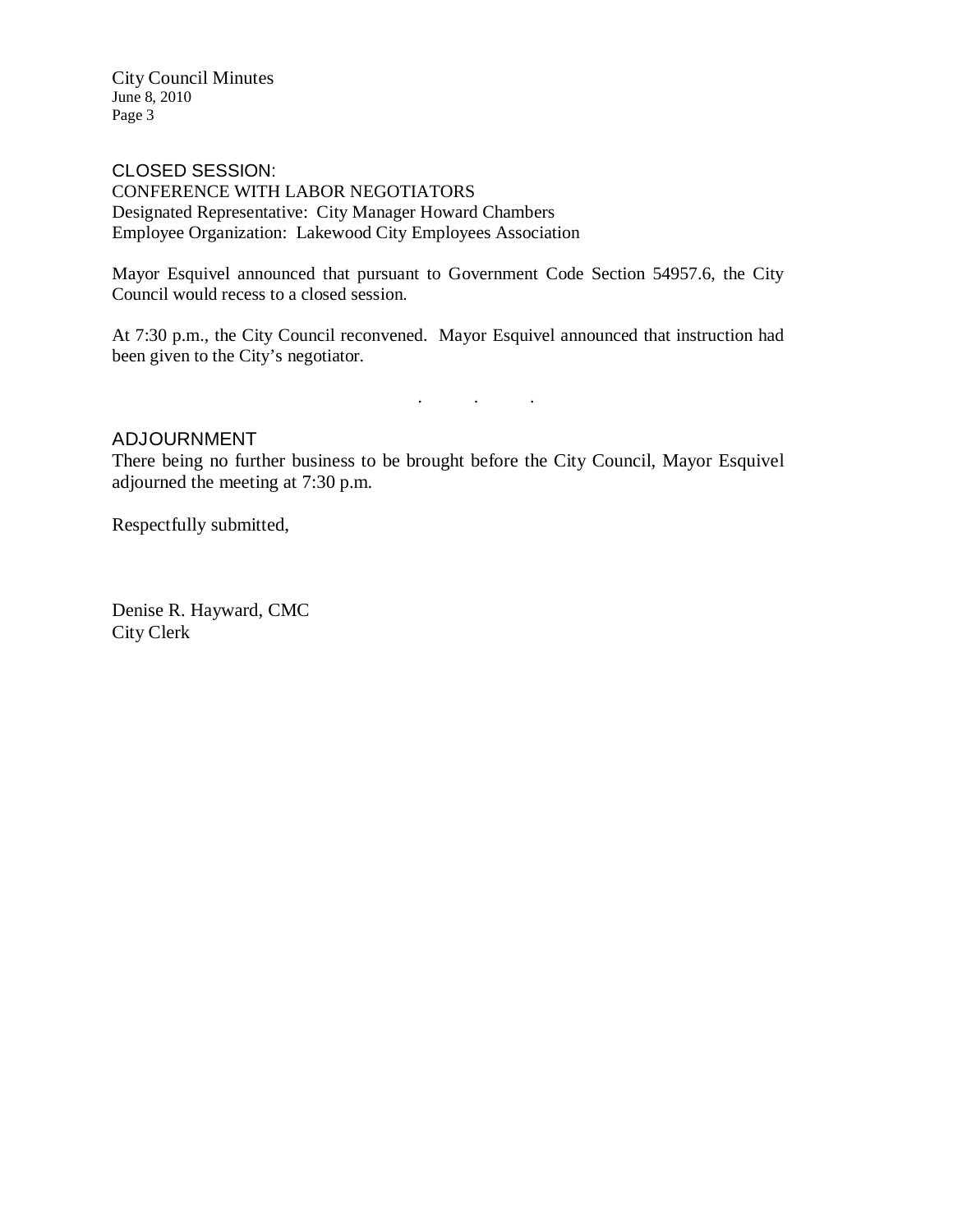## CLOSED SESSION:

CONFERENCE WITH LABOR NEGOTIATORS
Designated Representative: City Manager Howard Chambers
Employee Organization: Lakewood City Employees Association

Mayor Esquivel announced that pursuant to Government Code Section 54957.6, the City Council would recess to a closed session.

At 7:30 p.m., the City Council reconvened. Mayor Esquivel announced that instruction had been given to the City's negotiator.

. . .

## ADJOURNMENT

There being no further business to be brought before the City Council, Mayor Esquivel adjourned the meeting at 7:30 p.m.

Respectfully submitted,

Denise R. Hayward, CMC
City Clerk